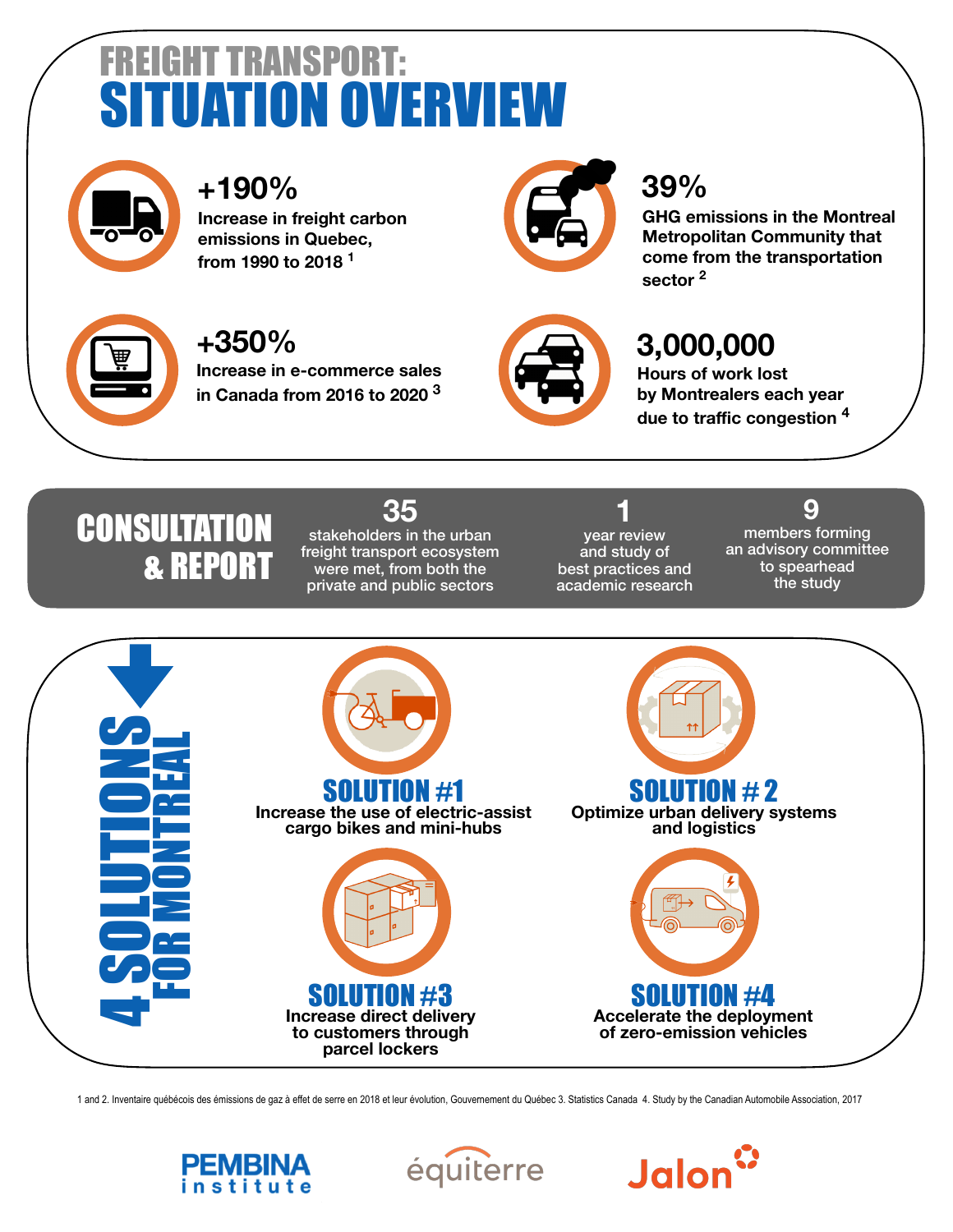# FREIGHT TRANSPORT: SITUATION OVERVIEW

**+190%**
Increase in freight carbon emissions in Quebec, from 1990 to 2018 [1]

**39%**
GHG emissions in the Montreal Metropolitan Community that come from the transportation sector [2]

**+350%**
Increase in e-commerce sales in Canada from 2016 to 2020 [3]

**3,000,000**
Hours of work lost by Montrealers each year due to traffic congestion [4]

## CONSULTATION & REPORT

**35**
stakeholders in the urban freight transport ecosystem were met, from both the private and public sectors

**1**
year review and study of best practices and academic research

**9**
members forming an advisory committee to spearhead the study

## 4 SOLUTIONS FOR MONTREAL

**SOLUTION #1**
Increase the use of electric-assist cargo bikes and mini-hubs

**SOLUTION # 2**
Optimize urban delivery systems and logistics

**SOLUTION #3**
Increase direct delivery to customers through parcel lockers

**SOLUTION #4**
Accelerate the deployment of zero-emission vehicles

1 and 2. Inventaire québécois des émissions de gaz à effet de serre en 2018 et leur évolution, Gouvernement du Québec 3. Statistics Canada 4. Study by the Canadian Automobile Association, 2017

PEMBINA institute | équiterre | Jalon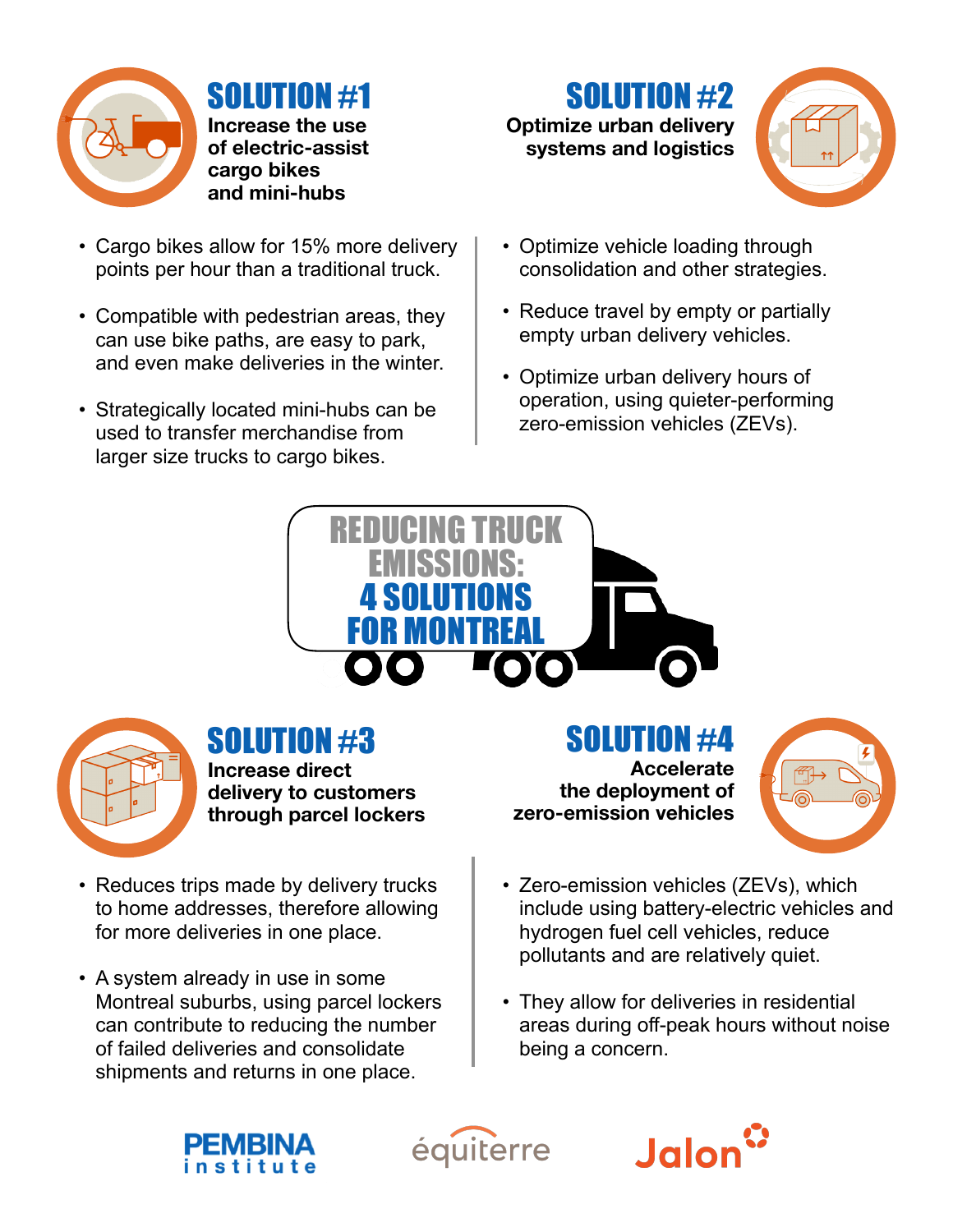# REDUCING TRUCK EMISSIONS: 4 SOLUTIONS FOR MONTREAL

## SOLUTION #1

**Increase the use of electric-assist cargo bikes and mini-hubs**

- Cargo bikes allow for 15% more delivery points per hour than a traditional truck.
- Compatible with pedestrian areas, they can use bike paths, are easy to park, and even make deliveries in the winter.
- Strategically located mini-hubs can be used to transfer merchandise from larger size trucks to cargo bikes.

## SOLUTION #2

**Optimize urban delivery systems and logistics**

- Optimize vehicle loading through consolidation and other strategies.
- Reduce travel by empty or partially empty urban delivery vehicles.
- Optimize urban delivery hours of operation, using quieter-performing zero-emission vehicles (ZEVs).

## SOLUTION #3

**Increase direct delivery to customers through parcel lockers**

- Reduces trips made by delivery trucks to home addresses, therefore allowing for more deliveries in one place.
- A system already in use in some Montreal suburbs, using parcel lockers can contribute to reducing the number of failed deliveries and consolidate shipments and returns in one place.

## SOLUTION #4

**Accelerate the deployment of zero-emission vehicles**

- Zero-emission vehicles (ZEVs), which include using battery-electric vehicles and hydrogen fuel cell vehicles, reduce pollutants and are relatively quiet.
- They allow for deliveries in residential areas during off-peak hours without noise being a concern.

PEMBINA institute

équiterre

Jalon